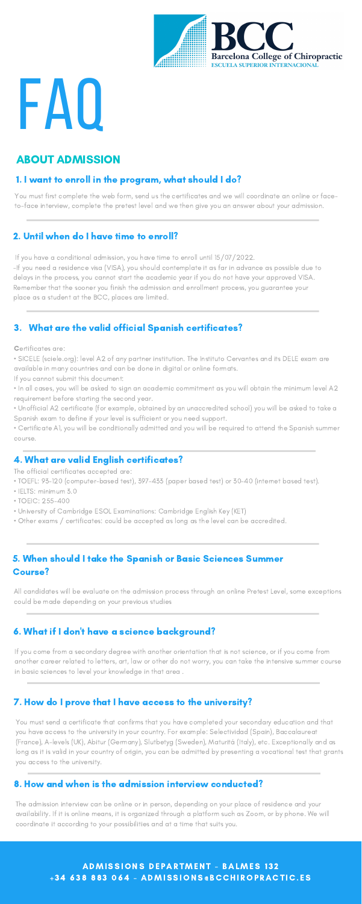# FAQ

## ABOUT ADMISSION

### 1. I want to enroll in the program, what should I do?

You must first complete the web form, send us the certificates and we will coordinate an online or face-to-face interview, complete the pretest level and we then give you an answer about your admission.

### 2. Until when do I have time to enroll?

If you have a conditional admission, you have time to enroll until 15/07/2022.
-If you need a residence visa (VISA), you should contemplate it as far in advance as possible due to delays in the process, you cannot start the academic year if you do not have your approved VISA. Remember that the sooner you finish the admission and enrollment process, you guarantee your place as a student at the BCC, places are limited.

### 3. What are the valid official Spanish certificates?

Certificates are:

• SICELE (sicele.org): level A2 of any partner institution. The Instituto Cervantes and its DELE exam are available in many countries and can be done in digital or online formats.

If you cannot submit this document:

• In all cases, you will be asked to sign an academic commitment as you will obtain the minimum level A2 requirement before starting the second year.

• Unofficial A2 certificate (for example, obtained by an unaccredited school) you will be asked to take a Spanish exam to define if your level is sufficient or you need support.

• Certificate A1, you will be conditionally admitted and you will be required to attend the Spanish summer course.

### 4. What are valid English certificates?

The official certificates accepted are:

• TOEFL: 93-120 (computer-based test), 397-433 (paper based test) or 30-40 (internet based test).
• IELTS: minimum 3.0
• TOEIC: 255-400
• University of Cambridge ESOL Examinations: Cambridge English Key (KET)
• Other exams / certificates: could be accepted as long as the level can be accredited.

### 5. When should I take the Spanish or Basic Sciences Summer Course?

All candidates will be evaluate on the admission process through an online Pretest Level, some exceptions could be made depending on your previous studies

### 6. What if I don't have a science background?

If you come from a secondary degree with another orientation that is not science, or if you come from another career related to letters, art, law or other do not worry, you can take the intensive summer course in basic sciences to level your knowledge in that area .

### 7. How do I prove that I have access to the university?

You must send a certificate that confirms that you have completed your secondary education and that you have access to the university in your country. For example: Selectividad (Spain), Baccalaureat (France), A-levels (UK), Abitur (Germany), Slutbetyg (Sweden), Maturità (Italy), etc. Exceptionally and as long as it is valid in your country of origin, you can be admitted by presenting a vocational test that grants you access to the university.

### 8. How and when is the admission interview conducted?

The admission interview can be online or in person, depending on your place of residence and your availability. If it is online means, it is organized through a platform such as Zoom, or by phone. We will coordinate it according to your possibilities and at a time that suits you.

**ADMISSIONS DEPARTMENT - BALMES 132**
**+34 638 883 064 - ADMISSIONS@BCCHIROPRACTIC.ES**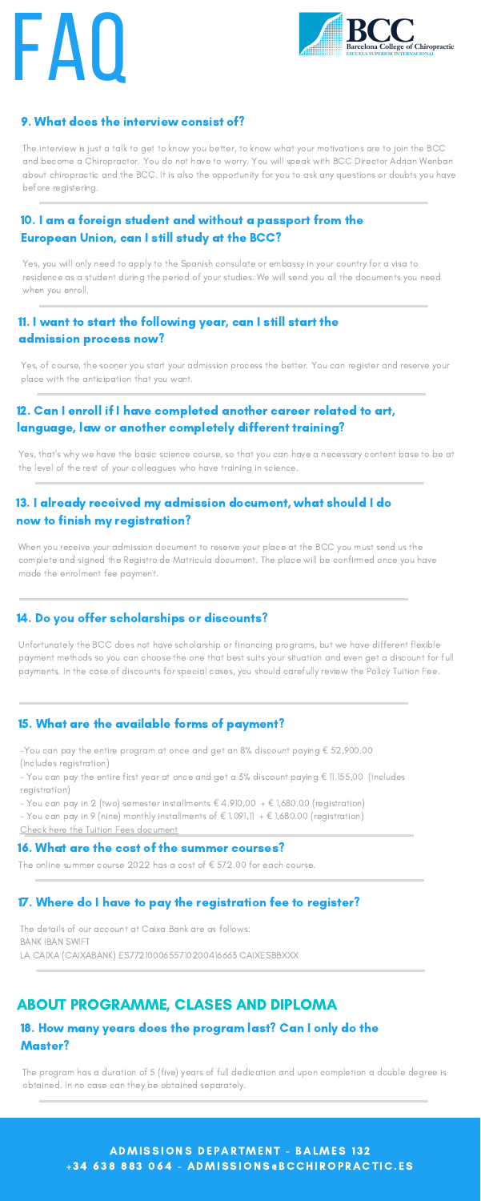# FAQ

### 9. What does the interview consist of?

The interview is just a talk to get to know you better, to know what your motivations are to join the BCC and become a Chiropractor. You do not have to worry. You will speak with BCC Director Adrian Wenban about chiropractic and the BCC. It is also the opportunity for you to ask any questions or doubts you have before registering.

### 10. I am a foreign student and without a passport from the European Union, can I still study at the BCC?

Yes, you will only need to apply to the Spanish consulate or embassy in your country for a visa to residence as a student during the period of your studies. We will send you all the documents you need when you enroll.

### 11. I want to start the following year, can I still start the admission process now?

Yes, of course, the sooner you start your admission process the better. You can register and reserve your place with the anticipation that you want.

### 12. Can I enroll if I have completed another career related to art, language, law or another completely different training?

Yes, that's why we have the basic science course, so that you can have a necessary content base to be at the level of the rest of your colleagues who have training in science.

### 13. I already received my admission document, what should I do now to finish my registration?

When you receive your admission document to reserve your place at the BCC you must send us the complete and signed the Registro de Matricula document. The place will be confirmed once you have made the enrolment fee payment.

### 14. Do you offer scholarships or discounts?

Unfortunately the BCC does not have scholarship or financing programs, but we have different flexible payment methods so you can choose the one that best suits your situation and even get a discount for full payments. In the case of discounts for special cases, you should carefully review the Policy Tuition Fee.

### 15. What are the available forms of payment?

-You can pay the entire program at once and get an 8% discount paying € 52,900.00 (Includes registration)
- You can pay the entire first year at once and get a 3% discount paying € 11.155,00 (Includes registration)
- You can pay in 2 (two) semester installments € 4.910,00 + € 1,680.00 (registration)
- You can pay in 9 (nine) monthly installments of € 1.091,11 + € 1,680.00 (registration)

Check here the Tuition Fees document

### 16. What are the cost of the summer courses?

The online summer course 2022 has a cost of € 572.00 for each course.

### 17. Where do I have to pay the registration fee to register?

The details of our account at Caixa Bank are as follows:
BANK IBAN SWIFT
LA CAIXA (CAIXABANK) ES7721000655710200416663 CAIXESBBXXX

## ABOUT PROGRAMME, CLASES AND DIPLOMA

### 18. How many years does the program last? Can I only do the Master?

The program has a duration of 5 (five) years of full dedication and upon completion a double degree is obtained. In no case can they be obtained separately.

**ADMISSIONS DEPARTMENT - BALMES 132**
**+34 638 883 064 - ADMISSIONS@BCCHIROPRACTIC.ES**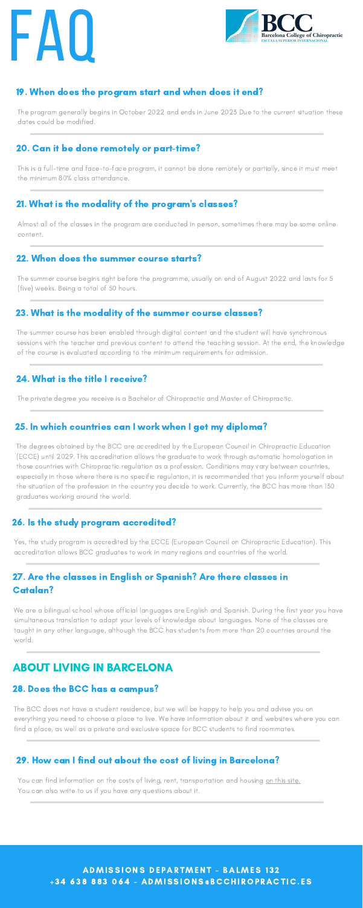# FAQ

BCC Barcelona College of Chiropractic ESCUELA SUPERIOR INTERNACIONAL

### 19. When does the program start and when does it end?

The program generally begins in October 2022 and ends in June 2023 Due to the current situation these dates could be modified.

### 20. Can it be done remotely or part-time?

This is a full-time and face-to-face program, it cannot be done remotely or partially, since it must meet the minimum 80% class attendance.

### 21. What is the modality of the program's classes?

Almost all of the classes in the program are conducted in person, sometimes there may be some online content.

### 22. When does the summer course starts?

The summer course begins right before the programme, usually on end of August 2022 and lasts for 5 (five) weeks. Being a total of 50 hours.

### 23. What is the modality of the summer course classes?

The summer course has been enabled through digital content and the student will have synchronous sessions with the teacher and previous content to attend the teaching session. At the end, the knowledge of the course is evaluated according to the minimum requirements for admission.

### 24. What is the title I receive?

The private degree you receive is a Bachelor of Chiropractic and Master of Chiropractic.

### 25. In which countries can I work when I get my diploma?

The degrees obtained by the BCC are accredited by the European Council in Chiropractic Education (ECCE) until 2029. This accreditation allows the graduate to work through automatic homologation in those countries with Chiropractic regulation as a profession. Conditions may vary between countries, especially in those where there is no specific regulation, it is recommended that you inform yourself about the situation of the profession in the country you decide to work. Currently, the BCC has more than 130 graduates working around the world.

### 26. Is the study program accredited?

Yes, the study program is accredited by the ECCE (European Council on Chiropractic Education). This accreditation allows BCC graduates to work in many regions and countries of the world.

### 27. Are the classes in English or Spanish? Are there classes in Catalan?

We are a bilingual school whose official languages are English and Spanish. During the first year you have simultaneous translation to adapt your levels of knowledge about languages. None of the classes are taught in any other language, although the BCC has students from more than 20 countries around the world.

## ABOUT LIVING IN BARCELONA

### 28. Does the BCC has a campus?

The BCC does not have a student residence, but we will be happy to help you and advise you on everything you need to choose a place to live. We have information about it and websites where you can find a place, as well as a private and exclusive space for BCC students to find roommates.

### 29. How can I find out about the cost of living in Barcelona?

You can find information on the costs of living, rent, transportation and housing on this site.
You can also write to us if you have any questions about it.

**ADMISSIONS DEPARTMENT - BALMES 132**
**+34 638 883 064 - ADMISSIONS@BCCHIROPRACTIC.ES**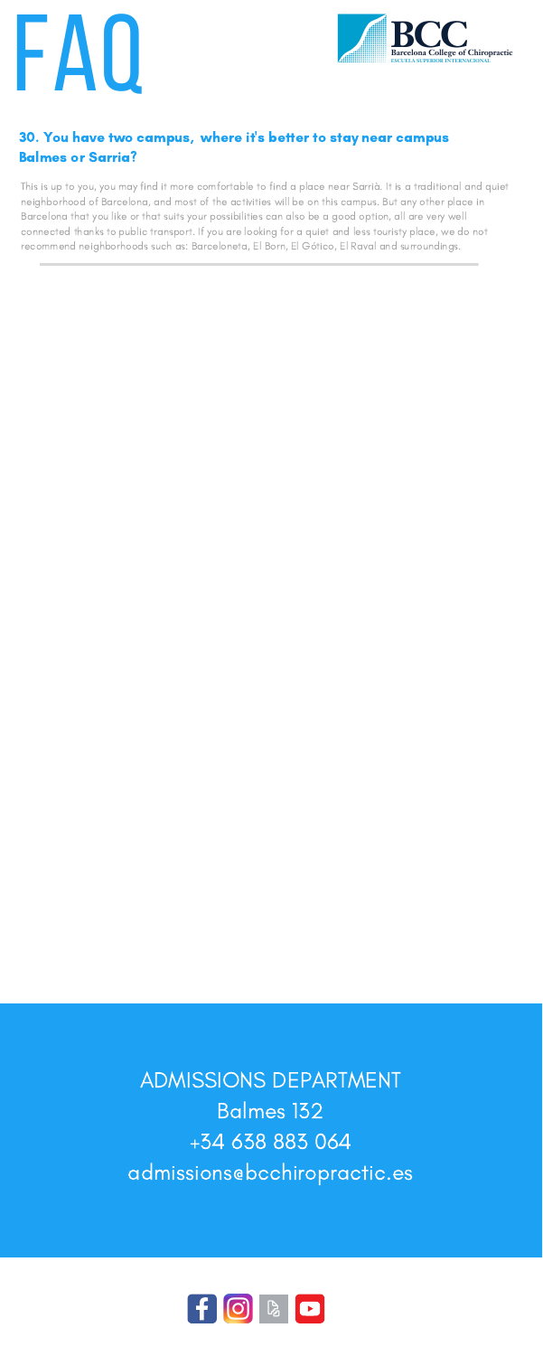# FAQ

Barcelona College of Chiropractic
ESCUELA SUPERIOR INTERNACIONAL

### 30. You have two campus, where it's better to stay near campus Balmes or Sarria?

This is up to you, you may find it more comfortable to find a place near Sarrià. It is a traditional and quiet neighborhood of Barcelona, and most of the activities will be on this campus. But any other place in Barcelona that you like or that suits your possibilities can also be a good option, all are very well connected thanks to public transport. If you are looking for a quiet and less touristy place, we do not recommend neighborhoods such as: Barceloneta, El Born, El Gótico, El Raval and surroundings.

ADMISSIONS DEPARTMENT
Balmes 132
+34 638 883 064
admissions@bcchiropractic.es